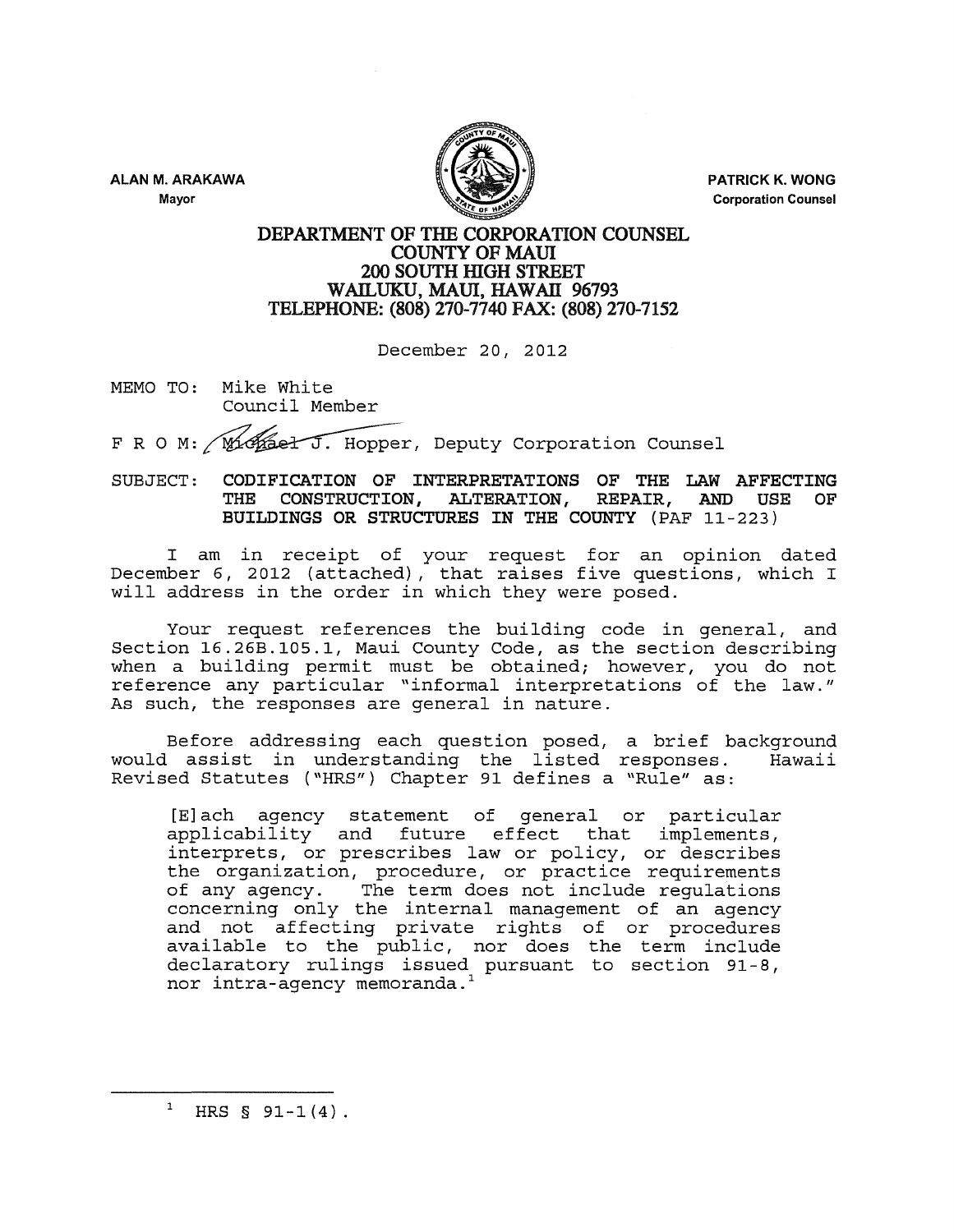ALAN M. ARAKAWA
Mayor

PATRICK K. WONG
Corporation Counsel

**DEPARTMENT OF THE CORPORATION COUNSEL**
**COUNTY OF MAUI**
**200 SOUTH HIGH STREET**
**WAILUKU, MAUI, HAWAII 96793**
**TELEPHONE: (808) 270-7740 FAX: (808) 270-7152**

December 20, 2012

MEMO TO: Mike White
Council Member

F R O M: Michael J. Hopper, Deputy Corporation Counsel

SUBJECT: **CODIFICATION OF INTERPRETATIONS OF THE LAW AFFECTING THE CONSTRUCTION, ALTERATION, REPAIR, AND USE OF BUILDINGS OR STRUCTURES IN THE COUNTY** (PAF 11-223)

I am in receipt of your request for an opinion dated December 6, 2012 (attached), that raises five questions, which I will address in the order in which they were posed.

Your request references the building code in general, and Section 16.26B.105.1, Maui County Code, as the section describing when a building permit must be obtained; however, you do not reference any particular "informal interpretations of the law." As such, the responses are general in nature.

Before addressing each question posed, a brief background would assist in understanding the listed responses. Hawaii Revised Statutes ("HRS") Chapter 91 defines a "Rule" as:

> [E]ach agency statement of general or particular applicability and future effect that implements, interprets, or prescribes law or policy, or describes the organization, procedure, or practice requirements of any agency. The term does not include regulations concerning only the internal management of an agency and not affecting private rights of or procedures available to the public, nor does the term include declaratory rulings issued pursuant to section 91-8, nor intra-agency memoranda.[1]

---

[1] HRS § 91-1(4).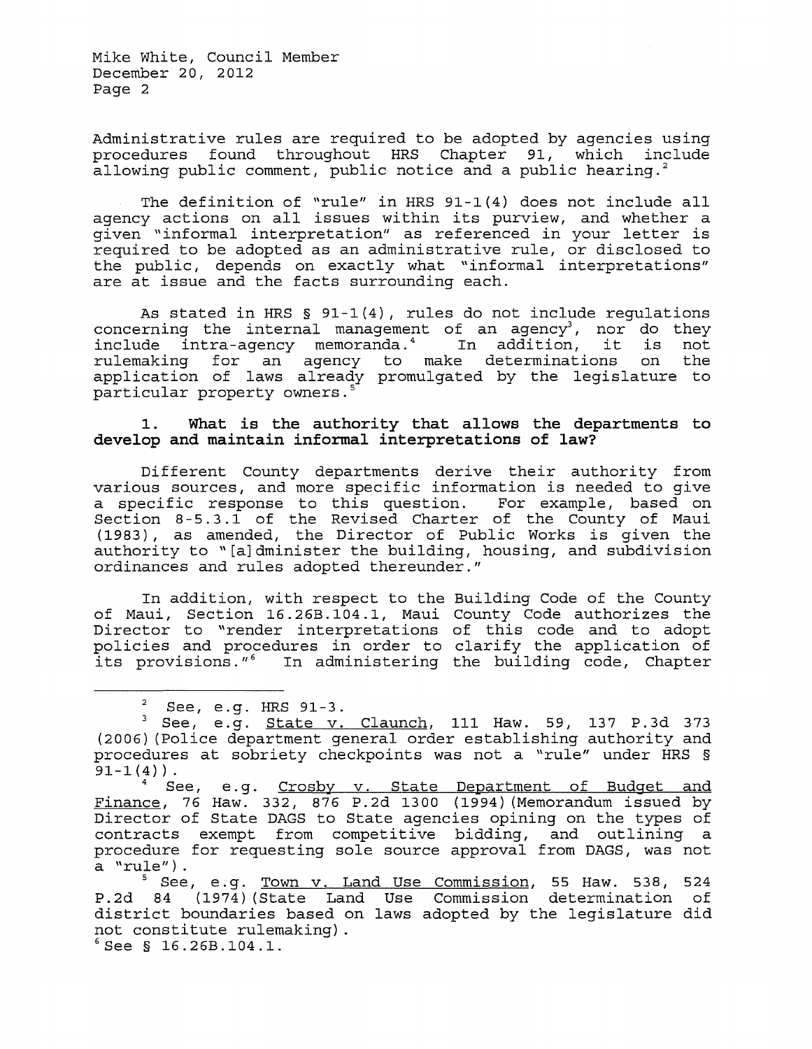Administrative rules are required to be adopted by agencies using procedures found throughout HRS Chapter 91, which include allowing public comment, public notice and a public hearing.[2]

The definition of "rule" in HRS 91-1(4) does not include all agency actions on all issues within its purview, and whether a given "informal interpretation" as referenced in your letter is required to be adopted as an administrative rule, or disclosed to the public, depends on exactly what "informal interpretations" are at issue and the facts surrounding each.

As stated in HRS § 91-1(4), rules do not include regulations concerning the internal management of an agency[3], nor do they include intra-agency memoranda.[4] In addition, it is not rulemaking for an agency to make determinations on the application of laws already promulgated by the legislature to particular property owners.[5]

**1. What is the authority that allows the departments to develop and maintain informal interpretations of law?**

Different County departments derive their authority from various sources, and more specific information is needed to give a specific response to this question. For example, based on Section 8-5.3.1 of the Revised Charter of the County of Maui (1983), as amended, the Director of Public Works is given the authority to "[a]dminister the building, housing, and subdivision ordinances and rules adopted thereunder."

In addition, with respect to the Building Code of the County of Maui, Section 16.26B.104.1, Maui County Code authorizes the Director to "render interpretations of this code and to adopt policies and procedures in order to clarify the application of its provisions."[6] In administering the building code, Chapter

---

[2] See, e.g. HRS 91-3.

[3] See, e.g. State v. Claunch, 111 Haw. 59, 137 P.3d 373 (2006)(Police department general order establishing authority and procedures at sobriety checkpoints was not a "rule" under HRS § 91-1(4)).

[4] See, e.g. Crosby v. State Department of Budget and Finance, 76 Haw. 332, 876 P.2d 1300 (1994)(Memorandum issued by Director of State DAGS to State agencies opining on the types of contracts exempt from competitive bidding, and outlining a procedure for requesting sole source approval from DAGS, was not a "rule").

[5] See, e.g. Town v. Land Use Commission, 55 Haw. 538, 524 P.2d 84 (1974)(State Land Use Commission determination of district boundaries based on laws adopted by the legislature did not constitute rulemaking).

[6] See § 16.26B.104.1.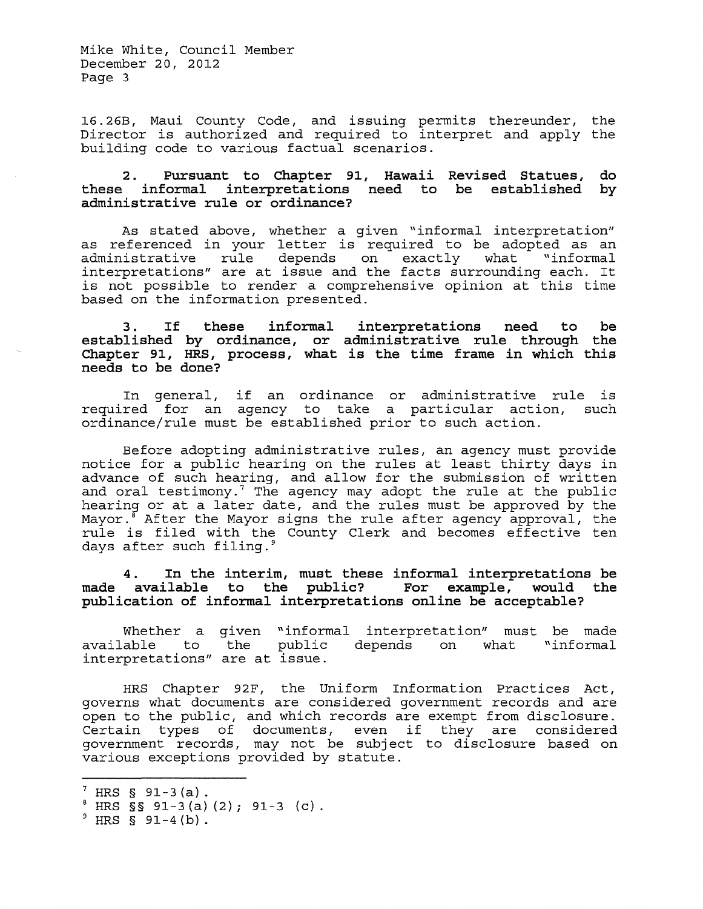16.26B, Maui County Code, and issuing permits thereunder, the Director is authorized and required to interpret and apply the building code to various factual scenarios.

**2. Pursuant to Chapter 91, Hawaii Revised Statues, do these informal interpretations need to be established by administrative rule or ordinance?**

As stated above, whether a given "informal interpretation" as referenced in your letter is required to be adopted as an administrative rule depends on exactly what "informal interpretations" are at issue and the facts surrounding each. It is not possible to render a comprehensive opinion at this time based on the information presented.

**3. If these informal interpretations need to be established by ordinance, or administrative rule through the Chapter 91, HRS, process, what is the time frame in which this needs to be done?**

In general, if an ordinance or administrative rule is required for an agency to take a particular action, such ordinance/rule must be established prior to such action.

Before adopting administrative rules, an agency must provide notice for a public hearing on the rules at least thirty days in advance of such hearing, and allow for the submission of written and oral testimony.[7] The agency may adopt the rule at the public hearing or at a later date, and the rules must be approved by the Mayor.[8] After the Mayor signs the rule after agency approval, the rule is filed with the County Clerk and becomes effective ten days after such filing.[9]

**4. In the interim, must these informal interpretations be made available to the public? For example, would the publication of informal interpretations online be acceptable?**

Whether a given "informal interpretation" must be made available to the public depends on what "informal interpretations" are at issue.

HRS Chapter 92F, the Uniform Information Practices Act, governs what documents are considered government records and are open to the public, and which records are exempt from disclosure. Certain types of documents, even if they are considered government records, may not be subject to disclosure based on various exceptions provided by statute.

---

[7] HRS § 91-3(a).

[8] HRS §§ 91-3(a)(2); 91-3 (c).

[9] HRS § 91-4(b).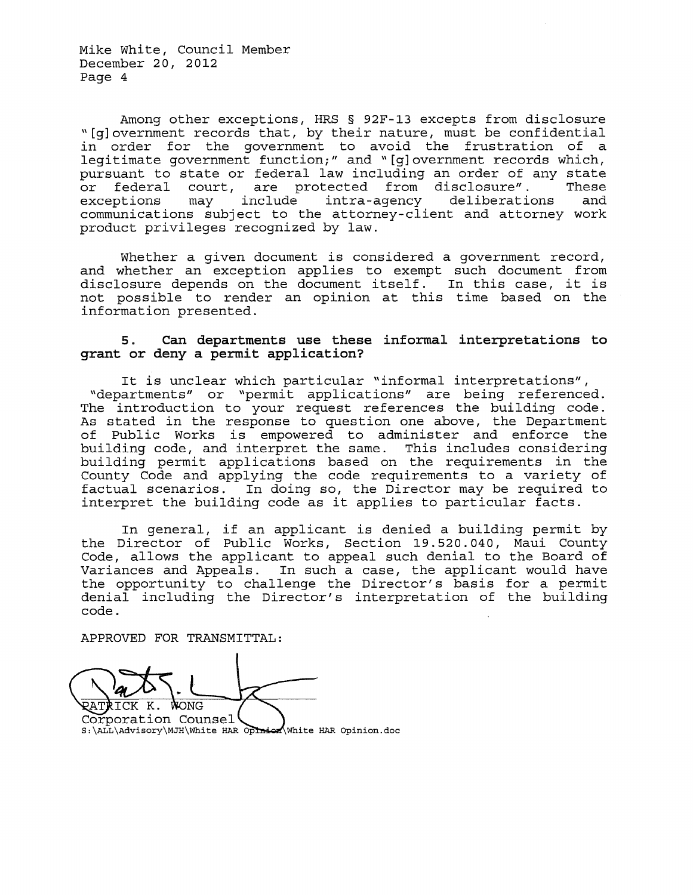Among other exceptions, HRS § 92F-13 excepts from disclosure "[g]overnment records that, by their nature, must be confidential in order for the government to avoid the frustration of a legitimate government function;" and "[g]overnment records which, pursuant to state or federal law including an order of any state or federal court, are protected from disclosure". These exceptions may include intra-agency deliberations and communications subject to the attorney-client and attorney work product privileges recognized by law.

Whether a given document is considered a government record, and whether an exception applies to exempt such document from disclosure depends on the document itself. In this case, it is not possible to render an opinion at this time based on the information presented.

**5. Can departments use these informal interpretations to grant or deny a permit application?**

It is unclear which particular "informal interpretations", "departments" or "permit applications" are being referenced. The introduction to your request references the building code. As stated in the response to question one above, the Department of Public Works is empowered to administer and enforce the building code, and interpret the same. This includes considering building permit applications based on the requirements in the County Code and applying the code requirements to a variety of factual scenarios. In doing so, the Director may be required to interpret the building code as it applies to particular facts.

In general, if an applicant is denied a building permit by the Director of Public Works, Section 19.520.040, Maui County Code, allows the applicant to appeal such denial to the Board of Variances and Appeals. In such a case, the applicant would have the opportunity to challenge the Director's basis for a permit denial including the Director's interpretation of the building code.

APPROVED FOR TRANSMITTAL:

PATRICK K. WONG
Corporation Counsel
S:\ALL\Advisory\MJH\White HAR Opinion\White HAR Opinion.doc